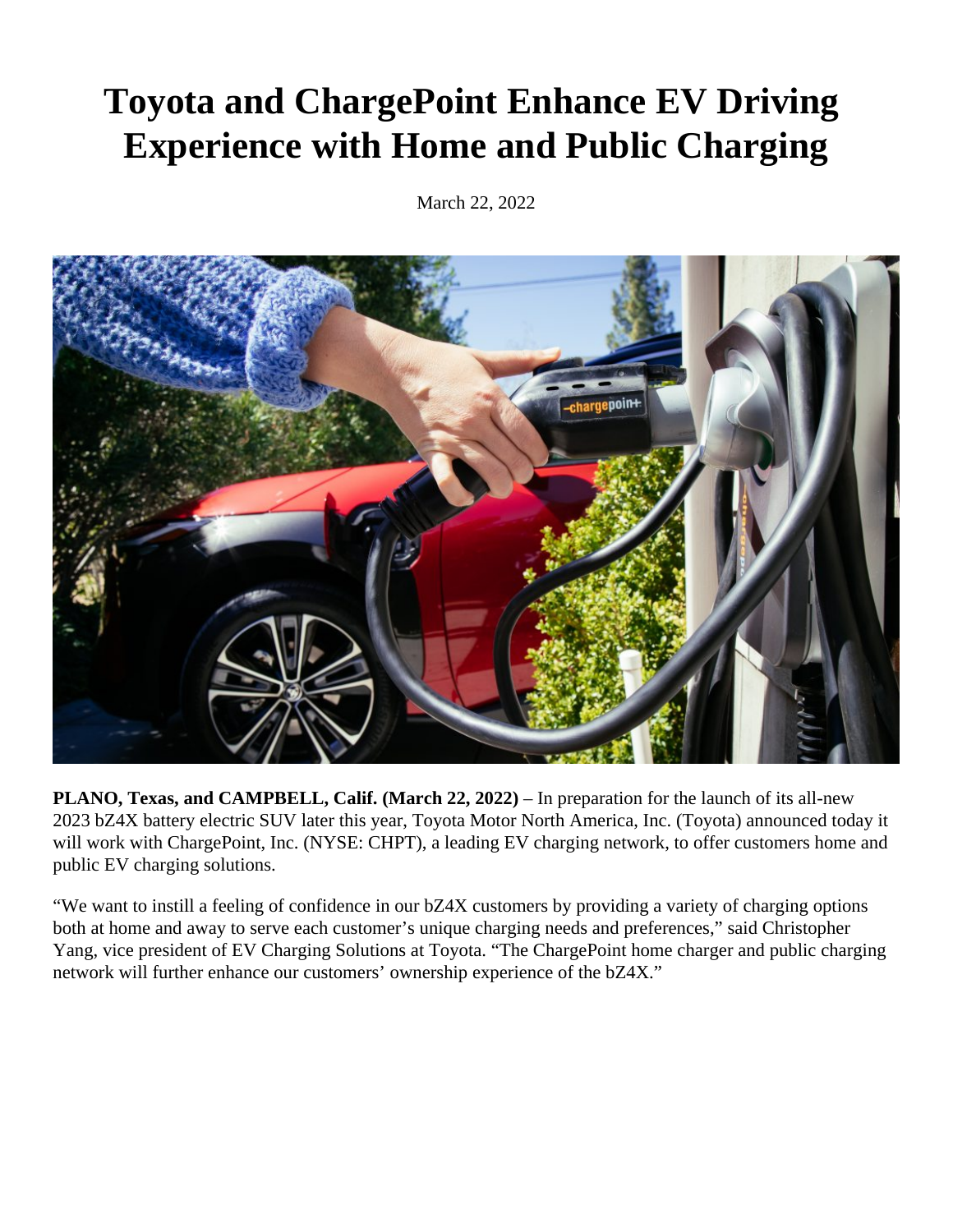# Toyota and ChargePoint Enhance EV Driving Experience with Home and Public Charging

March 22, 2022

**PLANO, Texas, and CAMPBELL, Calif. (March 22, 2022)** – In preparation for the launch of its all-new 2023 bZ4X battery electric SUV later this year, Toyota Motor North America, Inc. (Toyota) announced today it will work with ChargePoint, Inc. (NYSE: CHPT), a leading EV charging network, to offer customers home and public EV charging solutions.

"We want to instill a feeling of confidence in our bZ4X customers by providing a variety of charging options both at home and away to serve each customer's unique charging needs and preferences," said Christopher Yang, vice president of EV Charging Solutions at Toyota. "The ChargePoint home charger and public charging network will further enhance our customers' ownership experience of the bZ4X."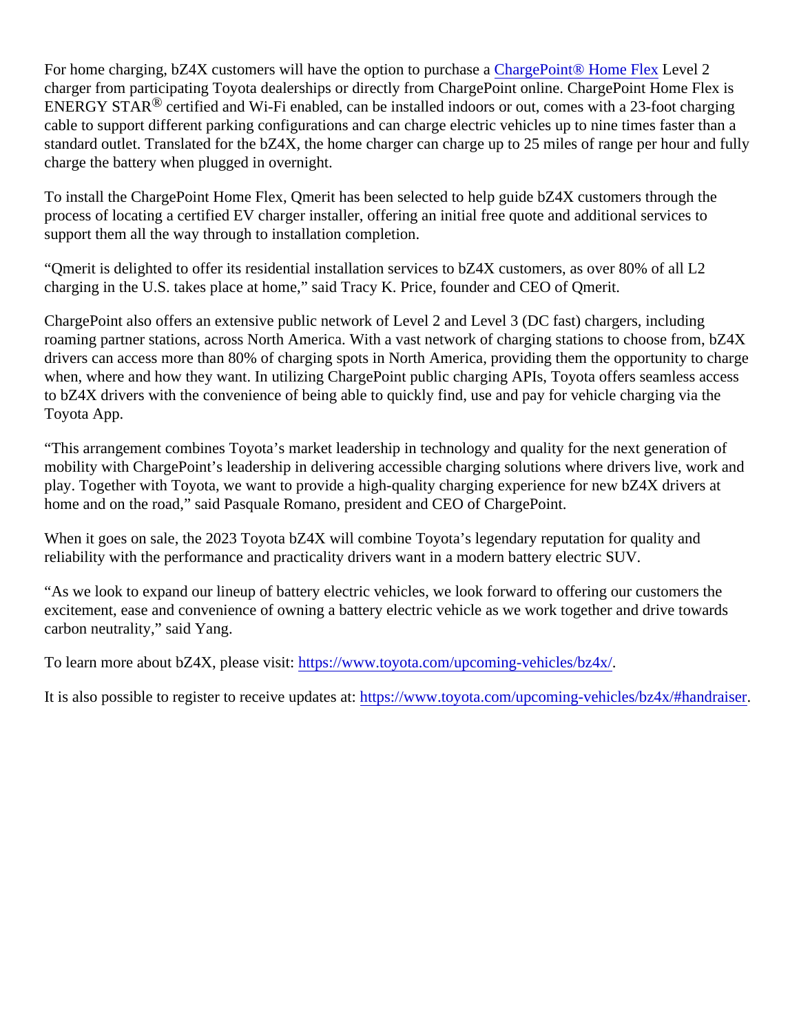For home charging, bZ4X customers will have the option to purchase a ChargePoint® Home Flex Level 2 charger from participating Toyota dealerships or directly from ChargePoint online. ChargePoint Home Flex is ENERGY STAR® certified and Wi-Fi enabled, can be installed indoors or out, comes with a 23-foot charging cable to support different parking configurations and can charge electric vehicles up to nine times faster than a standard outlet. Translated for the bZ4X, the home charger can charge up to 25 miles of range per hour and fully charge the battery when plugged in overnight.

To install the ChargePoint Home Flex, Qmerit has been selected to help guide bZ4X customers through the process of locating a certified EV charger installer, offering an initial free quote and additional services to support them all the way through to installation completion.

"Qmerit is delighted to offer its residential installation services to bZ4X customers, as over 80% of all L2 charging in the U.S. takes place at home," said Tracy K. Price, founder and CEO of Qmerit.

ChargePoint also offers an extensive public network of Level 2 and Level 3 (DC fast) chargers, including roaming partner stations, across North America. With a vast network of charging stations to choose from, bZ4X drivers can access more than 80% of charging spots in North America, providing them the opportunity to charge when, where and how they want. In utilizing ChargePoint public charging APIs, Toyota offers seamless access to bZ4X drivers with the convenience of being able to quickly find, use and pay for vehicle charging via the Toyota App.

"This arrangement combines Toyota's market leadership in technology and quality for the next generation of mobility with ChargePoint's leadership in delivering accessible charging solutions where drivers live, work and play. Together with Toyota, we want to provide a high-quality charging experience for new bZ4X drivers at home and on the road," said Pasquale Romano, president and CEO of ChargePoint.

When it goes on sale, the 2023 Toyota bZ4X will combine Toyota's legendary reputation for quality and reliability with the performance and practicality drivers want in a modern battery electric SUV.

"As we look to expand our lineup of battery electric vehicles, we look forward to offering our customers the excitement, ease and convenience of owning a battery electric vehicle as we work together and drive towards carbon neutrality," said Yang.

To learn more about bZ4X, please visit: https://www.toyota.com/upcoming-vehicles/bz4x/.

It is also possible to register to receive updates at: https://www.toyota.com/upcoming-vehicles/bz4x/#handraiser.